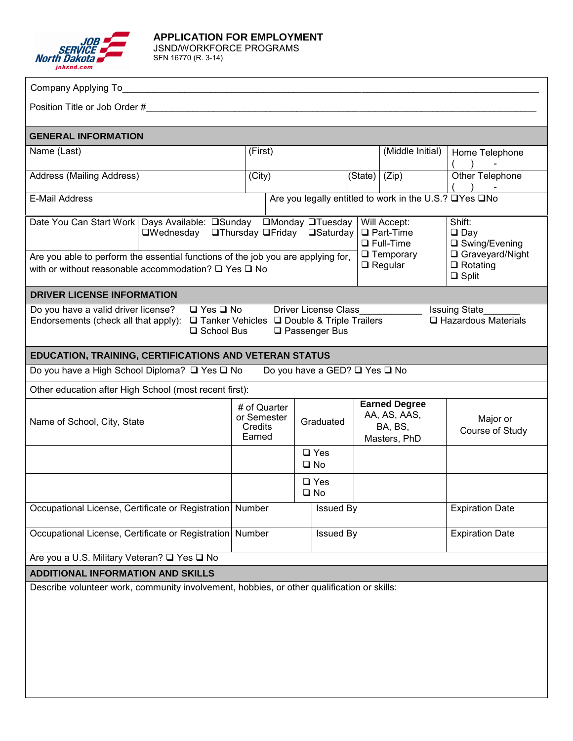# APPLICATION FOR EMPLOYMENT

JSND/WORKFORCE PROGRAMS
SFN 16770 (R. 3-14)

Company Applying To______________________________________________________________________________

Position Title or Job Order #_______________________________________________________________________

## GENERAL INFORMATION

| Name (Last) | (First) | | (Middle Initial) | Home Telephone ( ) - |
|---|---|---|---|---|
| Address (Mailing Address) | (City) | (State) | (Zip) | Other Telephone ( ) - |
| E-Mail Address | Are you legally entitled to work in the U.S.? ❑Yes ❑No | | | |

| Date You Can Start Work | Days Available: ❑Sunday ❑Monday ❑Tuesday ❑Wednesday ❑Thursday ❑Friday ❑Saturday | Will Accept: ❑ Part-Time ❑ Full-Time ❑ Temporary ❑ Regular | Shift: ❑ Day ❑ Swing/Evening ❑ Graveyard/Night ❑ Rotating ❑ Split |
|---|---|---|---|
| Are you able to perform the essential functions of the job you are applying for, with or without reasonable accommodation? ❑ Yes ❑ No | | | |

## DRIVER LICENSE INFORMATION

Do you have a valid driver license? ❑ Yes ❑ No     Driver License Class___________     Issuing State________

Endorsements (check all that apply): ❑ Tanker Vehicles ❑ Double & Triple Trailers ❑ Hazardous Materials ❑ School Bus ❑ Passenger Bus

## EDUCATION, TRAINING, CERTIFICATIONS AND VETERAN STATUS

Do you have a High School Diploma? ❑ Yes ❑ No     Do you have a GED? ❑ Yes ❑ No

Other education after High School (most recent first):

| Name of School, City, State | # of Quarter or Semester Credits Earned | Graduated | **Earned Degree** AA, AS, AAS, BA, BS, Masters, PhD | Major or Course of Study |
|---|---|---|---|---|
| | | ❑ Yes ❑ No | | |
| | | ❑ Yes ❑ No | | |

| Occupational License, Certificate or Registration | Number | Issued By | Expiration Date |
|---|---|---|---|
| Occupational License, Certificate or Registration | Number | Issued By | Expiration Date |

Are you a U.S. Military Veteran? ❑ Yes ❑ No

## ADDITIONAL INFORMATION AND SKILLS

Describe volunteer work, community involvement, hobbies, or other qualification or skills: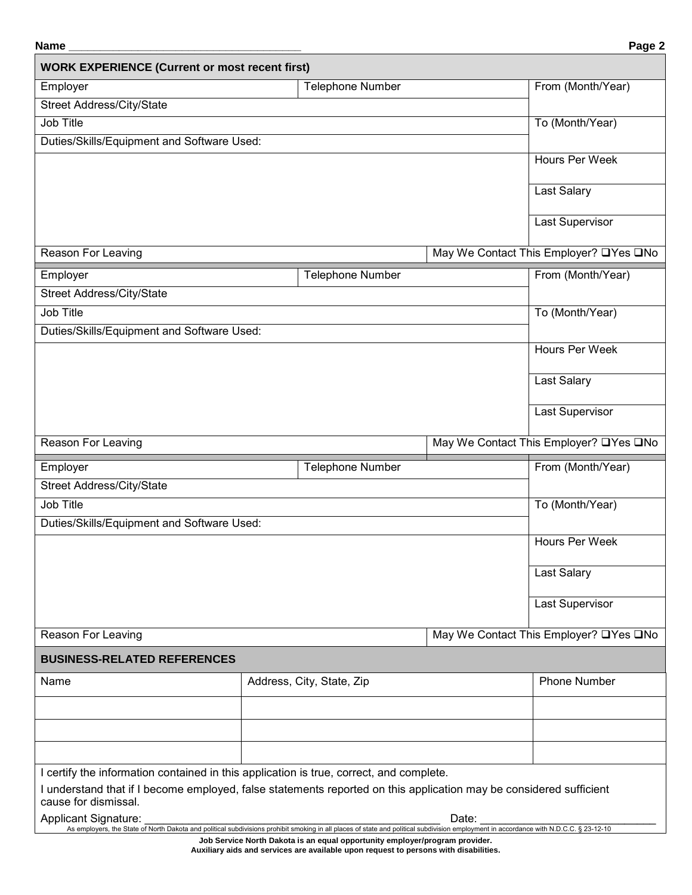Name ___________________________________

## WORK EXPERIENCE (Current or most recent first)

| Employer | Telephone Number | From (Month/Year) |
|---|---|---|
| Street Address/City/State | | |
| Job Title | | To (Month/Year) |
| Duties/Skills/Equipment and Software Used: | | |
| | | Hours Per Week |
| | | Last Salary |
| | | Last Supervisor |
| Reason For Leaving | May We Contact This Employer? ❑Yes ❑No | |

| Employer | Telephone Number | From (Month/Year) |
|---|---|---|
| Street Address/City/State | | |
| Job Title | | To (Month/Year) |
| Duties/Skills/Equipment and Software Used: | | |
| | | Hours Per Week |
| | | Last Salary |
| | | Last Supervisor |
| Reason For Leaving | May We Contact This Employer? ❑Yes ❑No | |

| Employer | Telephone Number | From (Month/Year) |
|---|---|---|
| Street Address/City/State | | |
| Job Title | | To (Month/Year) |
| Duties/Skills/Equipment and Software Used: | | |
| | | Hours Per Week |
| | | Last Salary |
| | | Last Supervisor |
| Reason For Leaving | May We Contact This Employer? ❑Yes ❑No | |

## BUSINESS-RELATED REFERENCES

| Name | Address, City, State, Zip | Phone Number |
|---|---|---|
| | | |
| | | |
| | | |

I certify the information contained in this application is true, correct, and complete.

I understand that if I become employed, false statements reported on this application may be considered sufficient cause for dismissal.

Applicant Signature: ______________________________________________ Date: ___________________________

As employers, the State of North Dakota and political subdivisions prohibit smoking in all places of state and political subdivision employment in accordance with N.D.C.C. § 23-12-10

**Job Service North Dakota is an equal opportunity employer/program provider.**
**Auxiliary aids and services are available upon request to persons with disabilities.**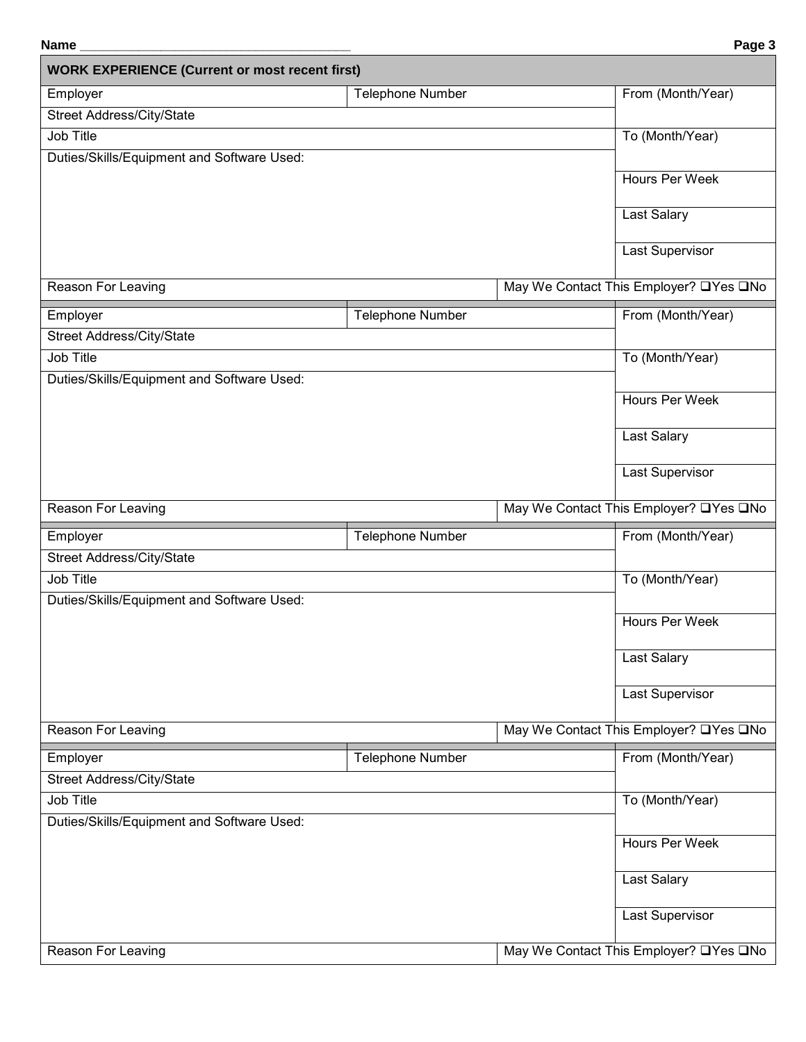Name ___________________________________

## WORK EXPERIENCE (Current or most recent first)

| | | |
|---|---|---|
| Employer | Telephone Number | From (Month/Year) |
| Street Address/City/State | | |
| Job Title | | To (Month/Year) |
| Duties/Skills/Equipment and Software Used: | | Hours Per Week |
| | | Last Salary |
| | | Last Supervisor |
| Reason For Leaving | May We Contact This Employer? ❑Yes ❑No | |

| | | |
|---|---|---|
| Employer | Telephone Number | From (Month/Year) |
| Street Address/City/State | | |
| Job Title | | To (Month/Year) |
| Duties/Skills/Equipment and Software Used: | | Hours Per Week |
| | | Last Salary |
| | | Last Supervisor |
| Reason For Leaving | May We Contact This Employer? ❑Yes ❑No | |

| | | |
|---|---|---|
| Employer | Telephone Number | From (Month/Year) |
| Street Address/City/State | | |
| Job Title | | To (Month/Year) |
| Duties/Skills/Equipment and Software Used: | | Hours Per Week |
| | | Last Salary |
| | | Last Supervisor |
| Reason For Leaving | May We Contact This Employer? ❑Yes ❑No | |

| | | |
|---|---|---|
| Employer | Telephone Number | From (Month/Year) |
| Street Address/City/State | | |
| Job Title | | To (Month/Year) |
| Duties/Skills/Equipment and Software Used: | | Hours Per Week |
| | | Last Salary |
| | | Last Supervisor |
| Reason For Leaving | May We Contact This Employer? ❑Yes ❑No | |